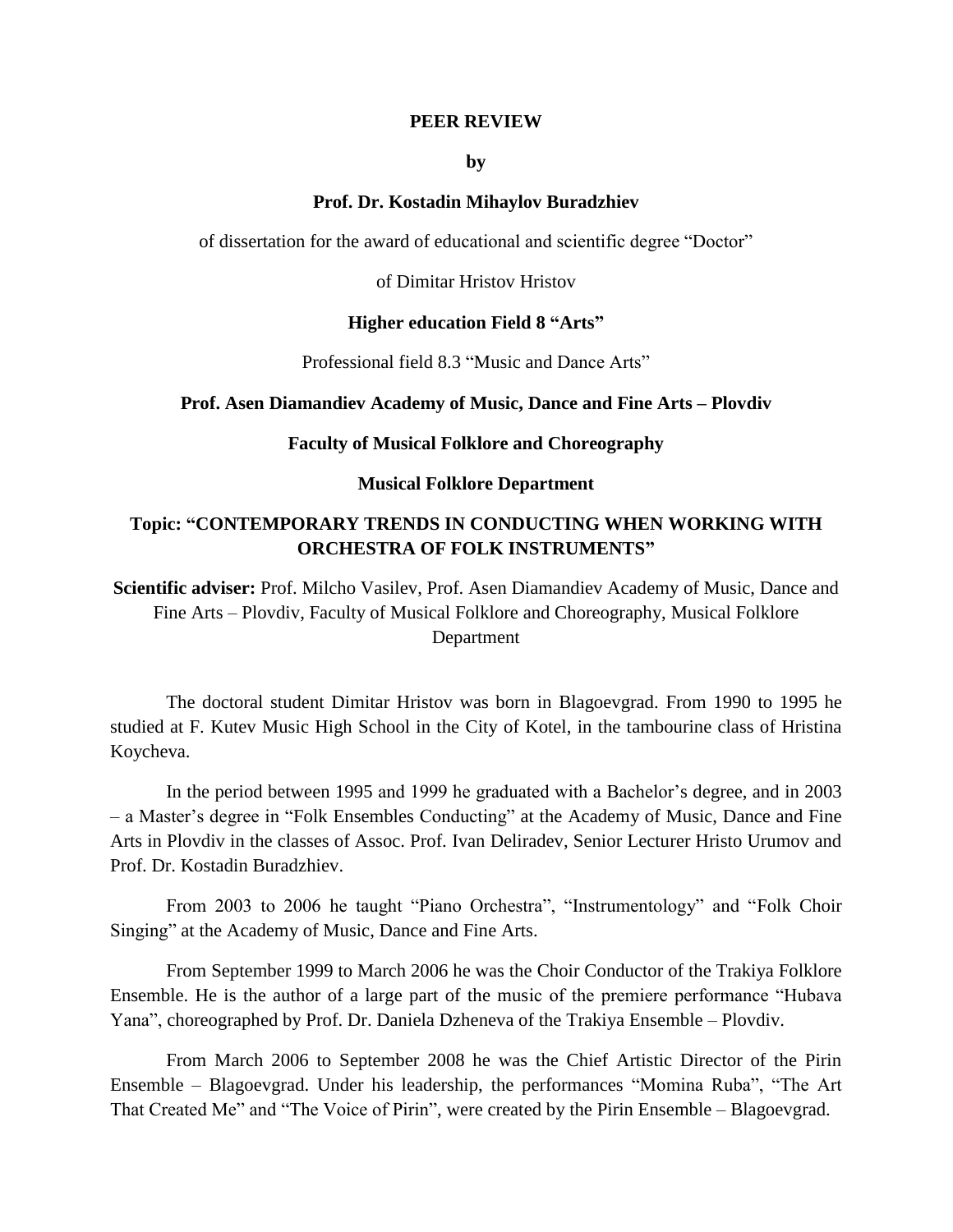**PEER REVIEW**

**by**

**Prof. Dr. Kostadin Mihaylov Buradzhiev**

of dissertation for the award of educational and scientific degree "Doctor"

of Dimitar Hristov Hristov

**Higher education Field 8 "Arts"**

Professional field 8.3 "Music and Dance Arts"

**Prof. Asen Diamandiev Academy of Music, Dance and Fine Arts – Plovdiv**

**Faculty of Musical Folklore and Choreography**

**Musical Folklore Department**

**Topic: "CONTEMPORARY TRENDS IN CONDUCTING WHEN WORKING WITH ORCHESTRA OF FOLK INSTRUMENTS"**

**Scientific adviser:** Prof. Milcho Vasilev, Prof. Asen Diamandiev Academy of Music, Dance and Fine Arts – Plovdiv, Faculty of Musical Folklore and Choreography, Musical Folklore Department

The doctoral student Dimitar Hristov was born in Blagoevgrad. From 1990 to 1995 he studied at F. Kutev Music High School in the City of Kotel, in the tambourine class of Hristina Koycheva.

In the period between 1995 and 1999 he graduated with a Bachelor's degree, and in 2003 – a Master's degree in "Folk Ensembles Conducting" at the Academy of Music, Dance and Fine Arts in Plovdiv in the classes of Assoc. Prof. Ivan Deliradev, Senior Lecturer Hristo Urumov and Prof. Dr. Kostadin Buradzhiev.

From 2003 to 2006 he taught "Piano Orchestra", "Instrumentology" and "Folk Choir Singing" at the Academy of Music, Dance and Fine Arts.

From September 1999 to March 2006 he was the Choir Conductor of the Trakiya Folklore Ensemble. He is the author of a large part of the music of the premiere performance "Hubava Yana", choreographed by Prof. Dr. Daniela Dzheneva of the Trakiya Ensemble – Plovdiv.

From March 2006 to September 2008 he was the Chief Artistic Director of the Pirin Ensemble – Blagoevgrad. Under his leadership, the performances "Momina Ruba", "The Art That Created Me" and "The Voice of Pirin", were created by the Pirin Ensemble – Blagoevgrad.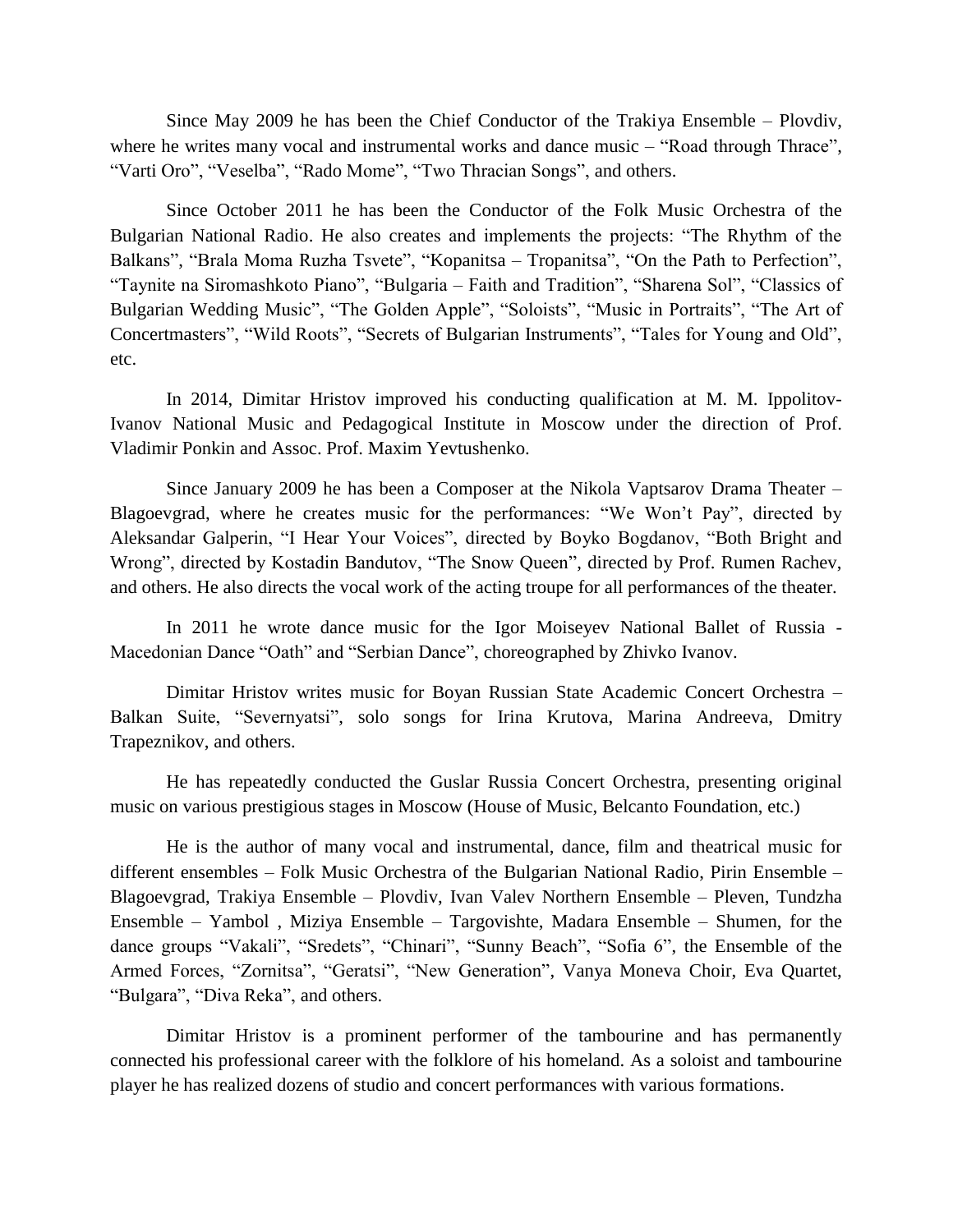Since May 2009 he has been the Chief Conductor of the Trakiya Ensemble – Plovdiv, where he writes many vocal and instrumental works and dance music – "Road through Thrace", "Varti Oro", "Veselba", "Rado Mome", "Two Thracian Songs", and others.

Since October 2011 he has been the Conductor of the Folk Music Orchestra of the Bulgarian National Radio. He also creates and implements the projects: "The Rhythm of the Balkans", "Brala Moma Ruzha Tsvete", "Kopanitsa – Tropanitsa", "On the Path to Perfection", "Taynite na Siromashkoto Piano", "Bulgaria – Faith and Tradition", "Sharena Sol", "Classics of Bulgarian Wedding Music", "The Golden Apple", "Soloists", "Music in Portraits", "The Art of Concertmasters", "Wild Roots", "Secrets of Bulgarian Instruments", "Tales for Young and Old", etc.

In 2014, Dimitar Hristov improved his conducting qualification at M. M. Ippolitov-Ivanov National Music and Pedagogical Institute in Moscow under the direction of Prof. Vladimir Ponkin and Assoc. Prof. Maxim Yevtushenko.

Since January 2009 he has been a Composer at the Nikola Vaptsarov Drama Theater – Blagoevgrad, where he creates music for the performances: "We Won't Pay", directed by Aleksandar Galperin, "I Hear Your Voices", directed by Boyko Bogdanov, "Both Bright and Wrong", directed by Kostadin Bandutov, "The Snow Queen", directed by Prof. Rumen Rachev, and others. He also directs the vocal work of the acting troupe for all performances of the theater.

In 2011 he wrote dance music for the Igor Moiseyev National Ballet of Russia - Macedonian Dance "Oath" and "Serbian Dance", choreographed by Zhivko Ivanov.

Dimitar Hristov writes music for Boyan Russian State Academic Concert Orchestra – Balkan Suite, "Severnyatsi", solo songs for Irina Krutova, Marina Andreeva, Dmitry Trapeznikov, and others.

He has repeatedly conducted the Guslar Russia Concert Orchestra, presenting original music on various prestigious stages in Moscow (House of Music, Belcanto Foundation, etc.)

He is the author of many vocal and instrumental, dance, film and theatrical music for different ensembles – Folk Music Orchestra of the Bulgarian National Radio, Pirin Ensemble – Blagoevgrad, Trakiya Ensemble – Plovdiv, Ivan Valev Northern Ensemble – Pleven, Tundzha Ensemble – Yambol , Miziya Ensemble – Targovishte, Madara Ensemble – Shumen, for the dance groups "Vakali", "Sredets", "Chinari", "Sunny Beach", "Sofia 6", the Ensemble of the Armed Forces, "Zornitsa", "Geratsi", "New Generation", Vanya Moneva Choir, Eva Quartet, "Bulgara", "Diva Reka", and others.

Dimitar Hristov is a prominent performer of the tambourine and has permanently connected his professional career with the folklore of his homeland. As a soloist and tambourine player he has realized dozens of studio and concert performances with various formations.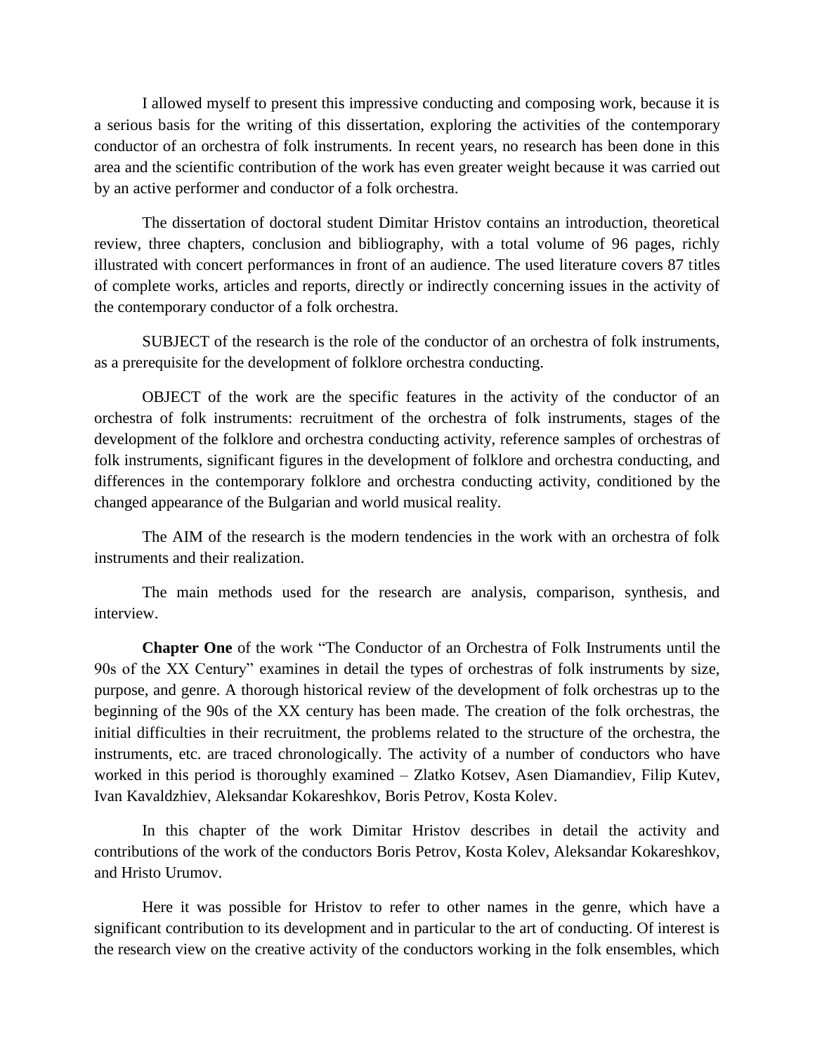I allowed myself to present this impressive conducting and composing work, because it is a serious basis for the writing of this dissertation, exploring the activities of the contemporary conductor of an orchestra of folk instruments. In recent years, no research has been done in this area and the scientific contribution of the work has even greater weight because it was carried out by an active performer and conductor of a folk orchestra.

The dissertation of doctoral student Dimitar Hristov contains an introduction, theoretical review, three chapters, conclusion and bibliography, with a total volume of 96 pages, richly illustrated with concert performances in front of an audience. The used literature covers 87 titles of complete works, articles and reports, directly or indirectly concerning issues in the activity of the contemporary conductor of a folk orchestra.

SUBJECT of the research is the role of the conductor of an orchestra of folk instruments, as a prerequisite for the development of folklore orchestra conducting.

OBJECT of the work are the specific features in the activity of the conductor of an orchestra of folk instruments: recruitment of the orchestra of folk instruments, stages of the development of the folklore and orchestra conducting activity, reference samples of orchestras of folk instruments, significant figures in the development of folklore and orchestra conducting, and differences in the contemporary folklore and orchestra conducting activity, conditioned by the changed appearance of the Bulgarian and world musical reality.

The AIM of the research is the modern tendencies in the work with an orchestra of folk instruments and their realization.

The main methods used for the research are analysis, comparison, synthesis, and interview.

**Chapter One** of the work "The Conductor of an Orchestra of Folk Instruments until the 90s of the XX Century" examines in detail the types of orchestras of folk instruments by size, purpose, and genre. A thorough historical review of the development of folk orchestras up to the beginning of the 90s of the XX century has been made. The creation of the folk orchestras, the initial difficulties in their recruitment, the problems related to the structure of the orchestra, the instruments, etc. are traced chronologically. The activity of a number of conductors who have worked in this period is thoroughly examined – Zlatko Kotsev, Asen Diamandiev, Filip Kutev, Ivan Kavaldzhiev, Aleksandar Kokareshkov, Boris Petrov, Kosta Kolev.

In this chapter of the work Dimitar Hristov describes in detail the activity and contributions of the work of the conductors Boris Petrov, Kosta Kolev, Aleksandar Kokareshkov, and Hristo Urumov.

Here it was possible for Hristov to refer to other names in the genre, which have a significant contribution to its development and in particular to the art of conducting. Of interest is the research view on the creative activity of the conductors working in the folk ensembles, which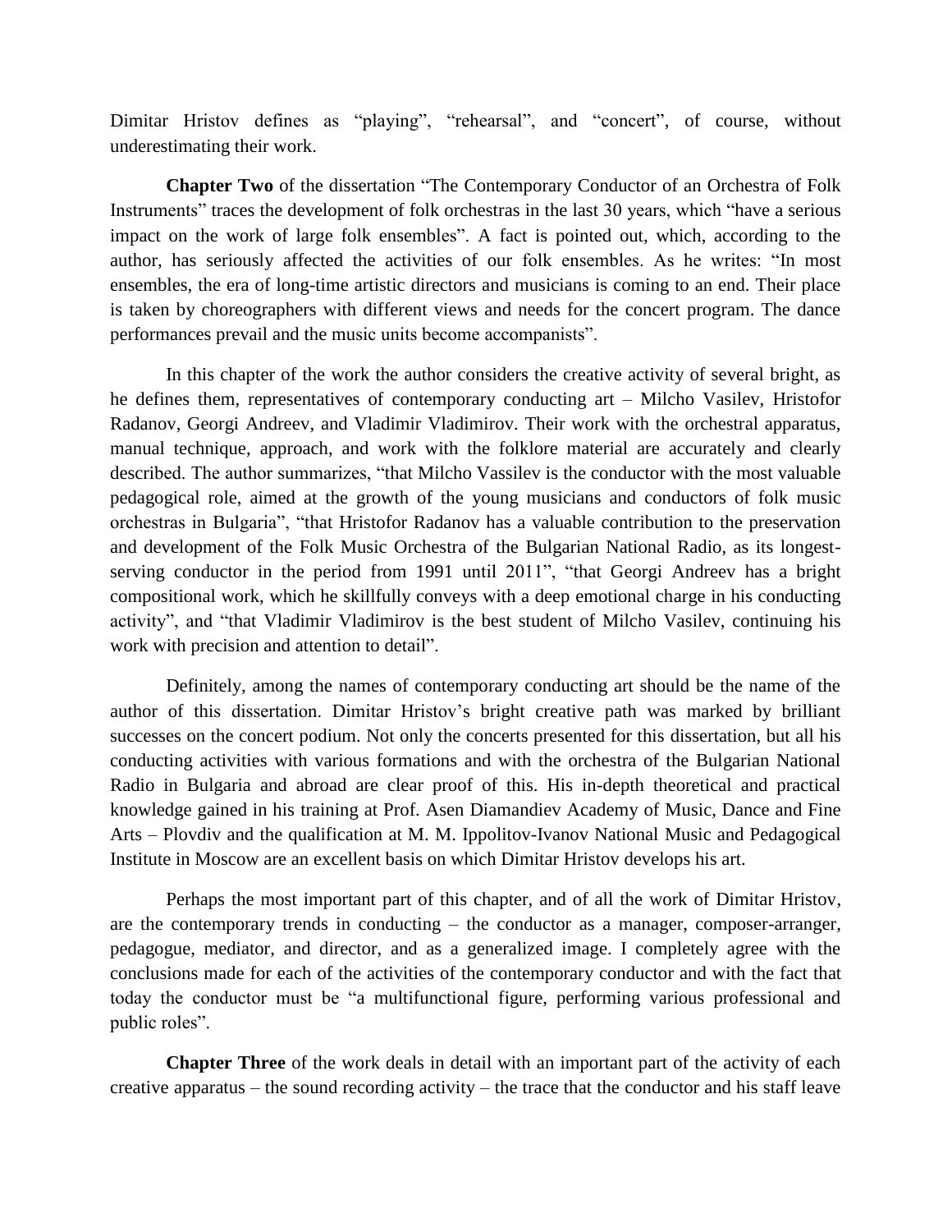Dimitar Hristov defines as "playing", "rehearsal", and "concert", of course, without underestimating their work.

**Chapter Two** of the dissertation "The Contemporary Conductor of an Orchestra of Folk Instruments" traces the development of folk orchestras in the last 30 years, which "have a serious impact on the work of large folk ensembles". A fact is pointed out, which, according to the author, has seriously affected the activities of our folk ensembles. As he writes: "In most ensembles, the era of long-time artistic directors and musicians is coming to an end. Their place is taken by choreographers with different views and needs for the concert program. The dance performances prevail and the music units become accompanists".

In this chapter of the work the author considers the creative activity of several bright, as he defines them, representatives of contemporary conducting art – Milcho Vasilev, Hristofor Radanov, Georgi Andreev, and Vladimir Vladimirov. Their work with the orchestral apparatus, manual technique, approach, and work with the folklore material are accurately and clearly described. The author summarizes, "that Milcho Vassilev is the conductor with the most valuable pedagogical role, aimed at the growth of the young musicians and conductors of folk music orchestras in Bulgaria", "that Hristofor Radanov has a valuable contribution to the preservation and development of the Folk Music Orchestra of the Bulgarian National Radio, as its longest-serving conductor in the period from 1991 until 2011", "that Georgi Andreev has a bright compositional work, which he skillfully conveys with a deep emotional charge in his conducting activity", and "that Vladimir Vladimirov is the best student of Milcho Vasilev, continuing his work with precision and attention to detail".

Definitely, among the names of contemporary conducting art should be the name of the author of this dissertation. Dimitar Hristov's bright creative path was marked by brilliant successes on the concert podium. Not only the concerts presented for this dissertation, but all his conducting activities with various formations and with the orchestra of the Bulgarian National Radio in Bulgaria and abroad are clear proof of this. His in-depth theoretical and practical knowledge gained in his training at Prof. Asen Diamandiev Academy of Music, Dance and Fine Arts – Plovdiv and the qualification at M. M. Ippolitov-Ivanov National Music and Pedagogical Institute in Moscow are an excellent basis on which Dimitar Hristov develops his art.

Perhaps the most important part of this chapter, and of all the work of Dimitar Hristov, are the contemporary trends in conducting – the conductor as a manager, composer-arranger, pedagogue, mediator, and director, and as a generalized image. I completely agree with the conclusions made for each of the activities of the contemporary conductor and with the fact that today the conductor must be "a multifunctional figure, performing various professional and public roles".

**Chapter Three** of the work deals in detail with an important part of the activity of each creative apparatus – the sound recording activity – the trace that the conductor and his staff leave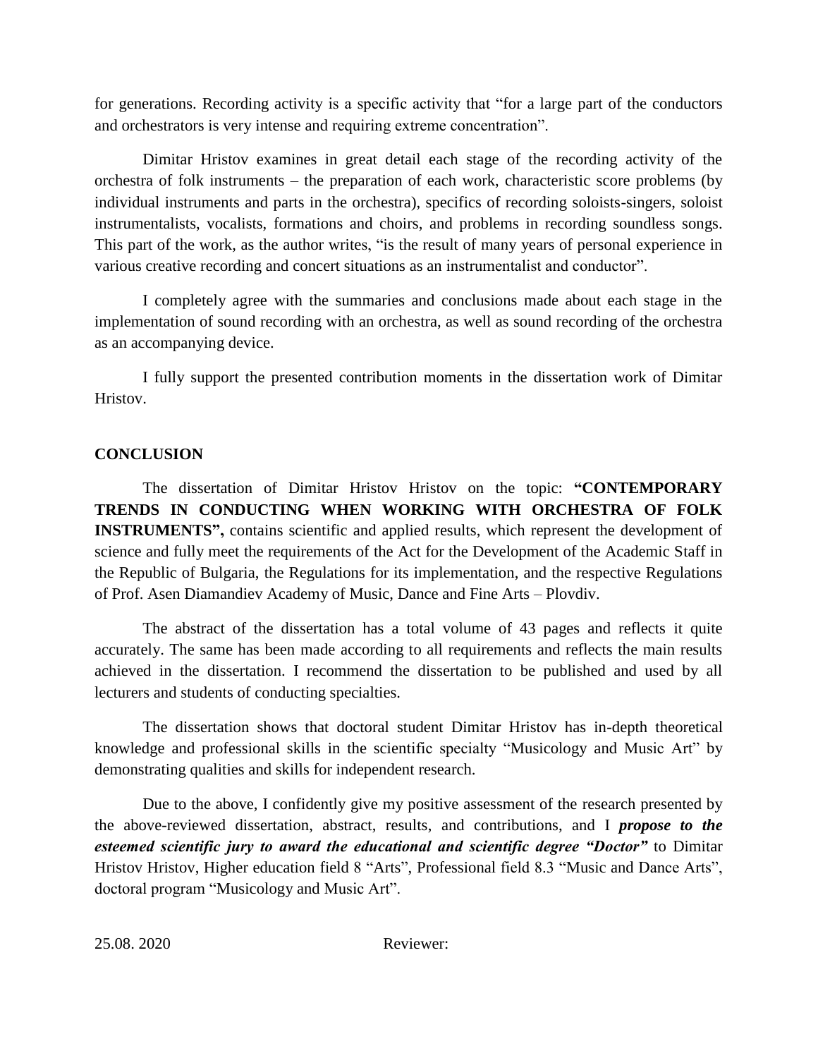for generations. Recording activity is a specific activity that "for a large part of the conductors and orchestrators is very intense and requiring extreme concentration".

Dimitar Hristov examines in great detail each stage of the recording activity of the orchestra of folk instruments – the preparation of each work, characteristic score problems (by individual instruments and parts in the orchestra), specifics of recording soloists-singers, soloist instrumentalists, vocalists, formations and choirs, and problems in recording soundless songs. This part of the work, as the author writes, "is the result of many years of personal experience in various creative recording and concert situations as an instrumentalist and conductor".

I completely agree with the summaries and conclusions made about each stage in the implementation of sound recording with an orchestra, as well as sound recording of the orchestra as an accompanying device.

I fully support the presented contribution moments in the dissertation work of Dimitar Hristov.

**CONCLUSION**

The dissertation of Dimitar Hristov Hristov on the topic: **"CONTEMPORARY TRENDS IN CONDUCTING WHEN WORKING WITH ORCHESTRA OF FOLK INSTRUMENTS",** contains scientific and applied results, which represent the development of science and fully meet the requirements of the Act for the Development of the Academic Staff in the Republic of Bulgaria, the Regulations for its implementation, and the respective Regulations of Prof. Asen Diamandiev Academy of Music, Dance and Fine Arts – Plovdiv.

The abstract of the dissertation has a total volume of 43 pages and reflects it quite accurately. The same has been made according to all requirements and reflects the main results achieved in the dissertation. I recommend the dissertation to be published and used by all lecturers and students of conducting specialties.

The dissertation shows that doctoral student Dimitar Hristov has in-depth theoretical knowledge and professional skills in the scientific specialty "Musicology and Music Art" by demonstrating qualities and skills for independent research.

Due to the above, I confidently give my positive assessment of the research presented by the above-reviewed dissertation, abstract, results, and contributions, and I ***propose to the esteemed scientific jury to award the educational and scientific degree "Doctor"*** to Dimitar Hristov Hristov, Higher education field 8 "Arts", Professional field 8.3 "Music and Dance Arts", doctoral program "Musicology and Music Art".

25.08. 2020 Reviewer: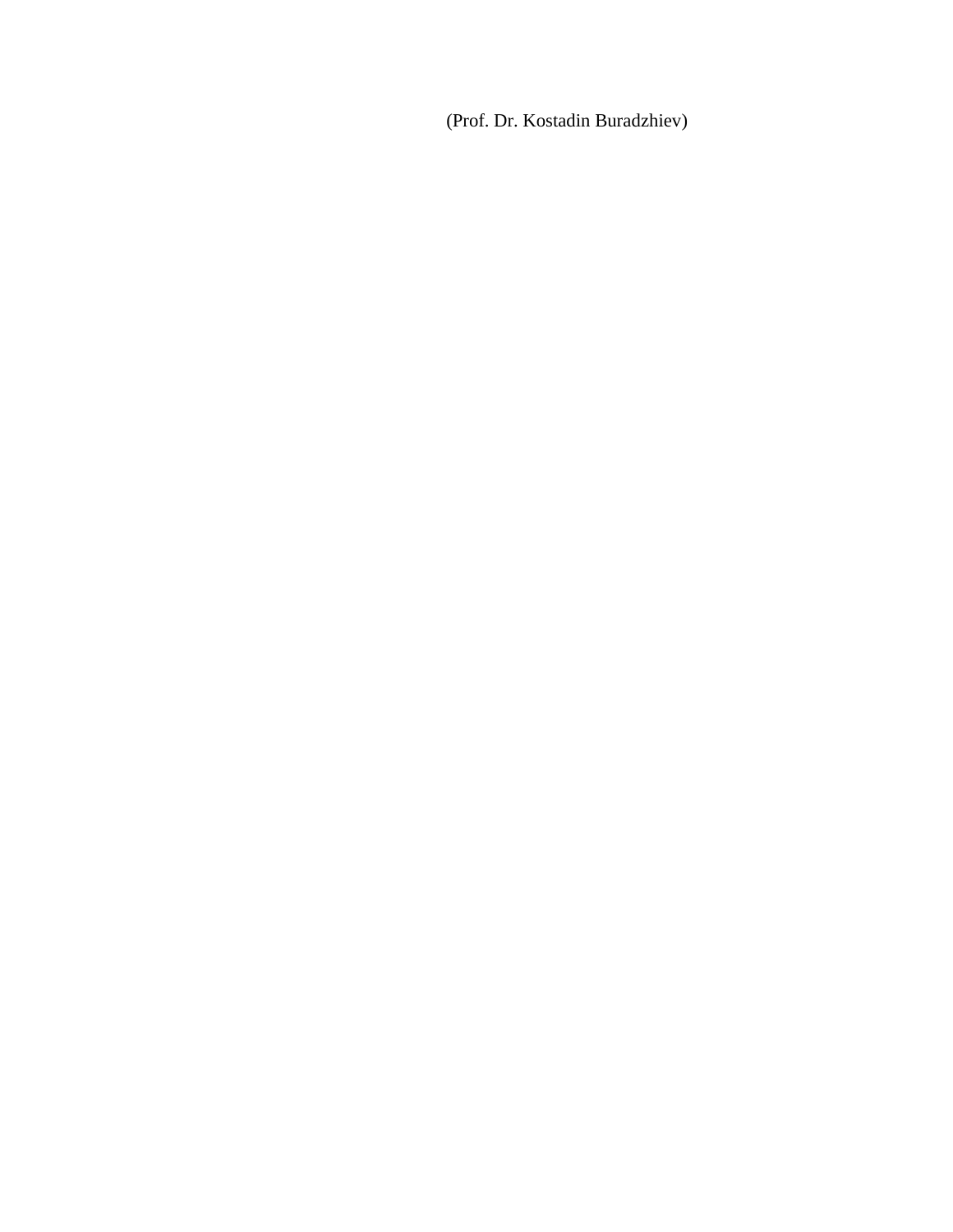(Prof. Dr. Kostadin Buradzhiev)